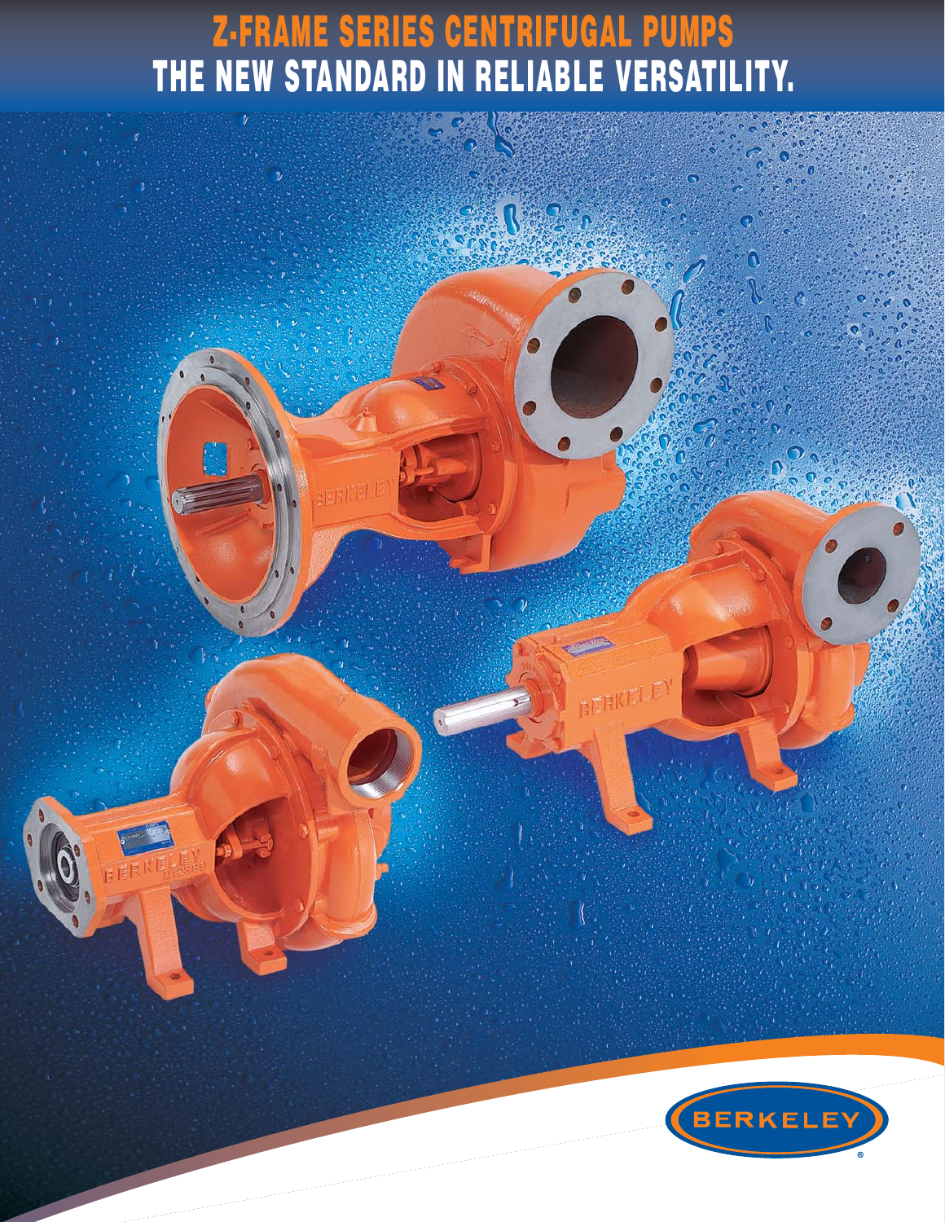# Z-FRAME SERIES CENTRIFUGAL PUMPS

## THE NEW STANDARD IN RELIABLE VERSATILITY.

BERKELEY®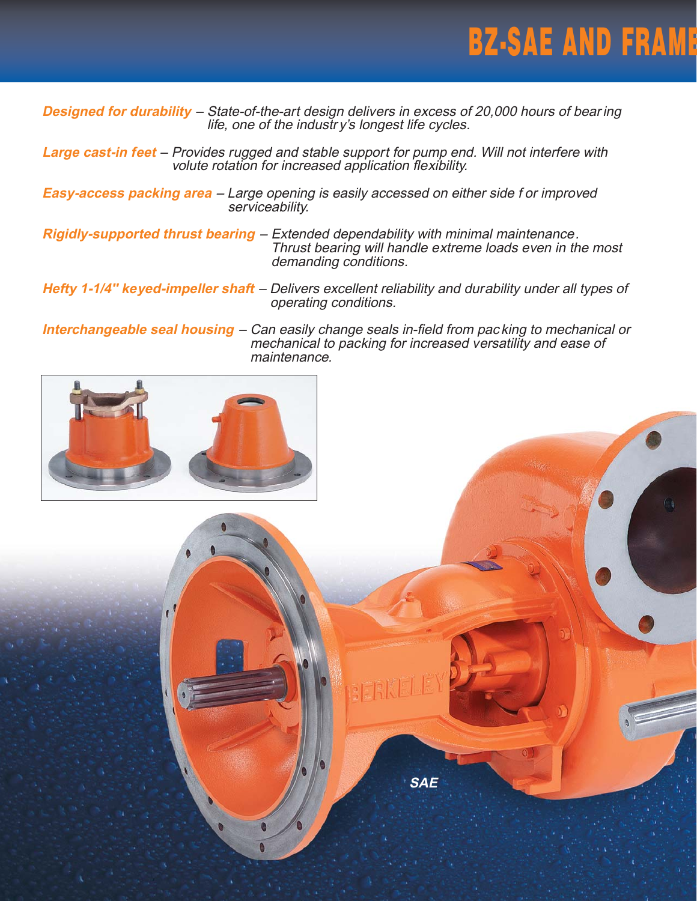# BZ-SAE AND FRAME

***Designed for durability*** – *State-of-the-art design delivers in excess of 20,000 hours of bearing life, one of the industry's longest life cycles.*

***Large cast-in feet*** – *Provides rugged and stable support for pump end. Will not interfere with volute rotation for increased application flexibility.*

***Easy-access packing area*** – *Large opening is easily accessed on either side for improved serviceability.*

***Rigidly-supported thrust bearing*** – *Extended dependability with minimal maintenance. Thrust bearing will handle extreme loads even in the most demanding conditions.*

***Hefty 1-1/4" keyed-impeller shaft*** – *Delivers excellent reliability and durability under all types of operating conditions.*

***Interchangeable seal housing*** – *Can easily change seals in-field from packing to mechanical or mechanical to packing for increased versatility and ease of maintenance.*

***SAE***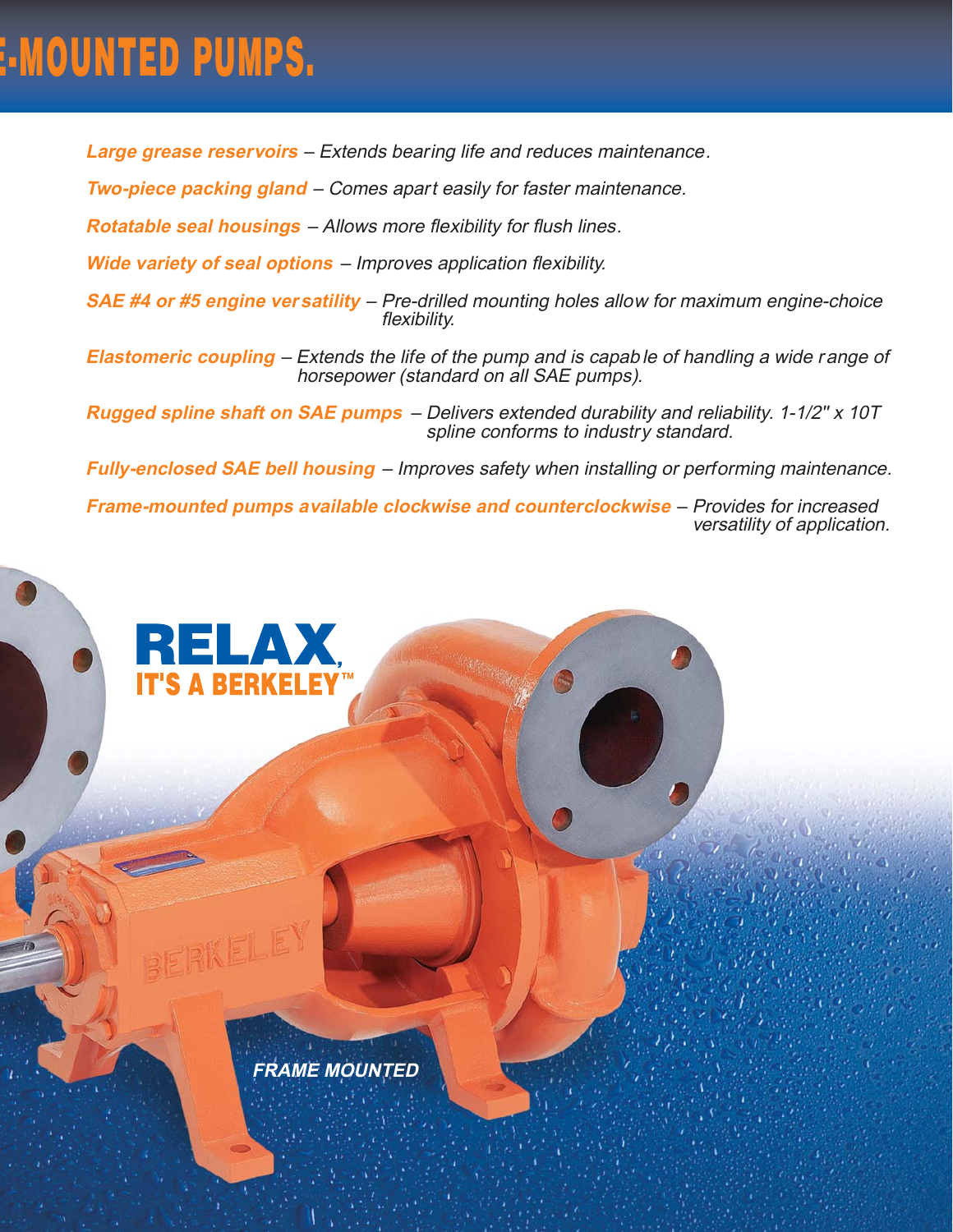# E-MOUNTED PUMPS.

***Large grease reservoirs*** – *Extends bearing life and reduces maintenance.*

***Two-piece packing gland*** – *Comes apart easily for faster maintenance.*

***Rotatable seal housings*** – *Allows more flexibility for flush lines.*

***Wide variety of seal options*** – *Improves application flexibility.*

***SAE #4 or #5 engine versatility*** – *Pre-drilled mounting holes allow for maximum engine-choice flexibility.*

***Elastomeric coupling*** – *Extends the life of the pump and is capable of handling a wide range of horsepower (standard on all SAE pumps).*

***Rugged spline shaft on SAE pumps*** – *Delivers extended durability and reliability. 1-1/2" x 10T spline conforms to industry standard.*

***Fully-enclosed SAE bell housing*** – *Improves safety when installing or performing maintenance.*

***Frame-mounted pumps available clockwise and counterclockwise*** – *Provides for increased versatility of application.*

**RELAX, IT'S A BERKELEY™**

***FRAME MOUNTED***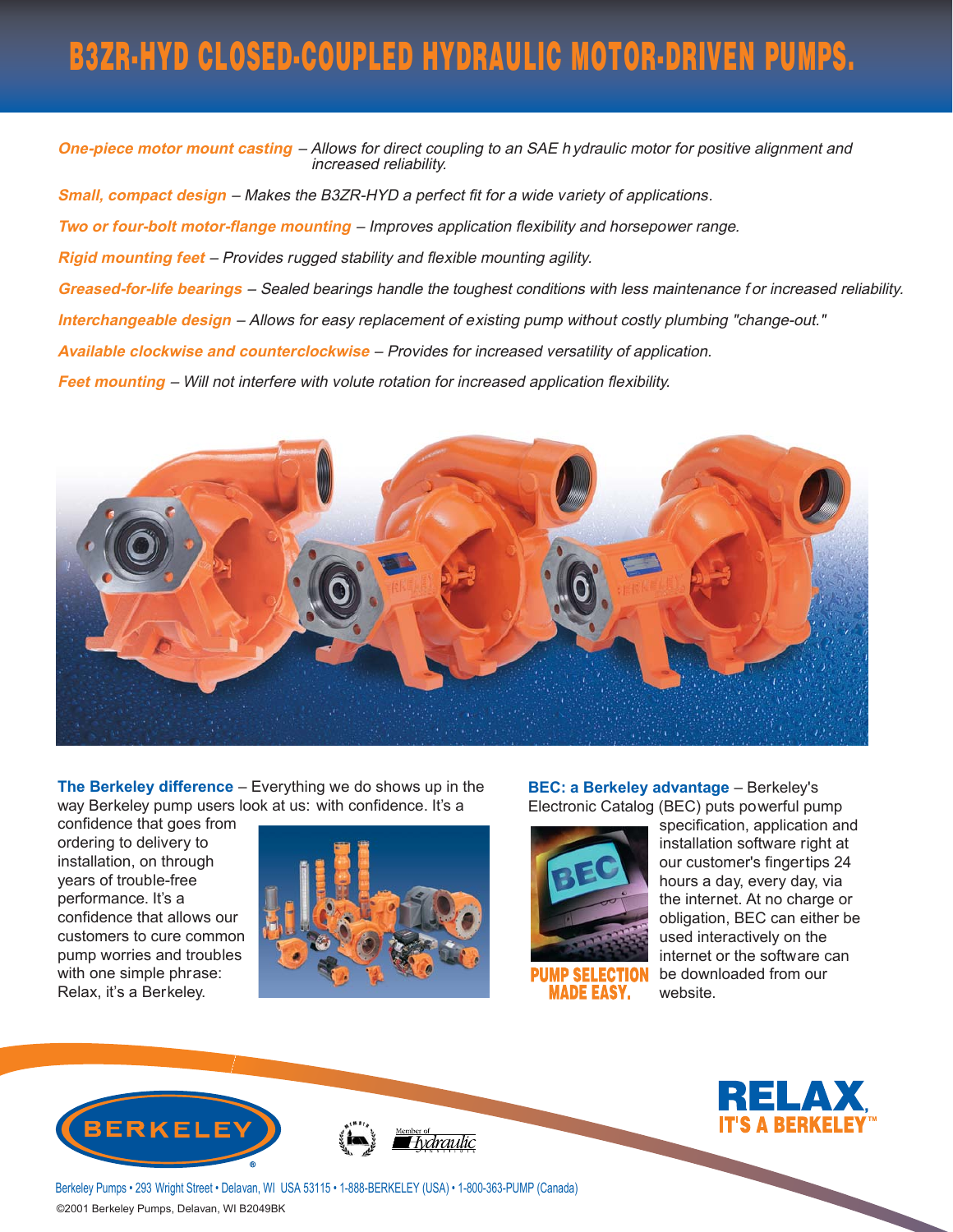# B3ZR-HYD CLOSED-COUPLED HYDRAULIC MOTOR-DRIVEN PUMPS.

***One-piece motor mount casting*** *– Allows for direct coupling to an SAE hydraulic motor for positive alignment and increased reliability.*

***Small, compact design*** *– Makes the B3ZR-HYD a perfect fit for a wide variety of applications.*

***Two or four-bolt motor-flange mounting*** *– Improves application flexibility and horsepower range.*

***Rigid mounting feet*** *– Provides rugged stability and flexible mounting agility.*

***Greased-for-life bearings*** *– Sealed bearings handle the toughest conditions with less maintenance for increased reliability.*

***Interchangeable design*** *– Allows for easy replacement of existing pump without costly plumbing "change-out."*

***Available clockwise and counterclockwise*** *– Provides for increased versatility of application.*

***Feet mounting*** *– Will not interfere with volute rotation for increased application flexibility.*

**The Berkeley difference** – Everything we do shows up in the way Berkeley pump users look at us: with confidence. It's a confidence that goes from ordering to delivery to installation, on through years of trouble-free performance. It's a confidence that allows our customers to cure common pump worries and troubles with one simple phrase: Relax, it's a Berkeley.

**BEC: a Berkeley advantage** – Berkeley's Electronic Catalog (BEC) puts powerful pump specification, application and installation software right at our customer's fingertips 24 hours a day, every day, via the internet. At no charge or obligation, BEC can either be used interactively on the internet or the software can be downloaded from our website.

PUMP SELECTION MADE EASY.

RELAX, IT'S A BERKELEY™

Berkeley Pumps • 293 Wright Street • Delavan, WI USA 53115 • 1-888-BERKELEY (USA) • 1-800-363-PUMP (Canada)

©2001 Berkeley Pumps, Delavan, WI B2049BK